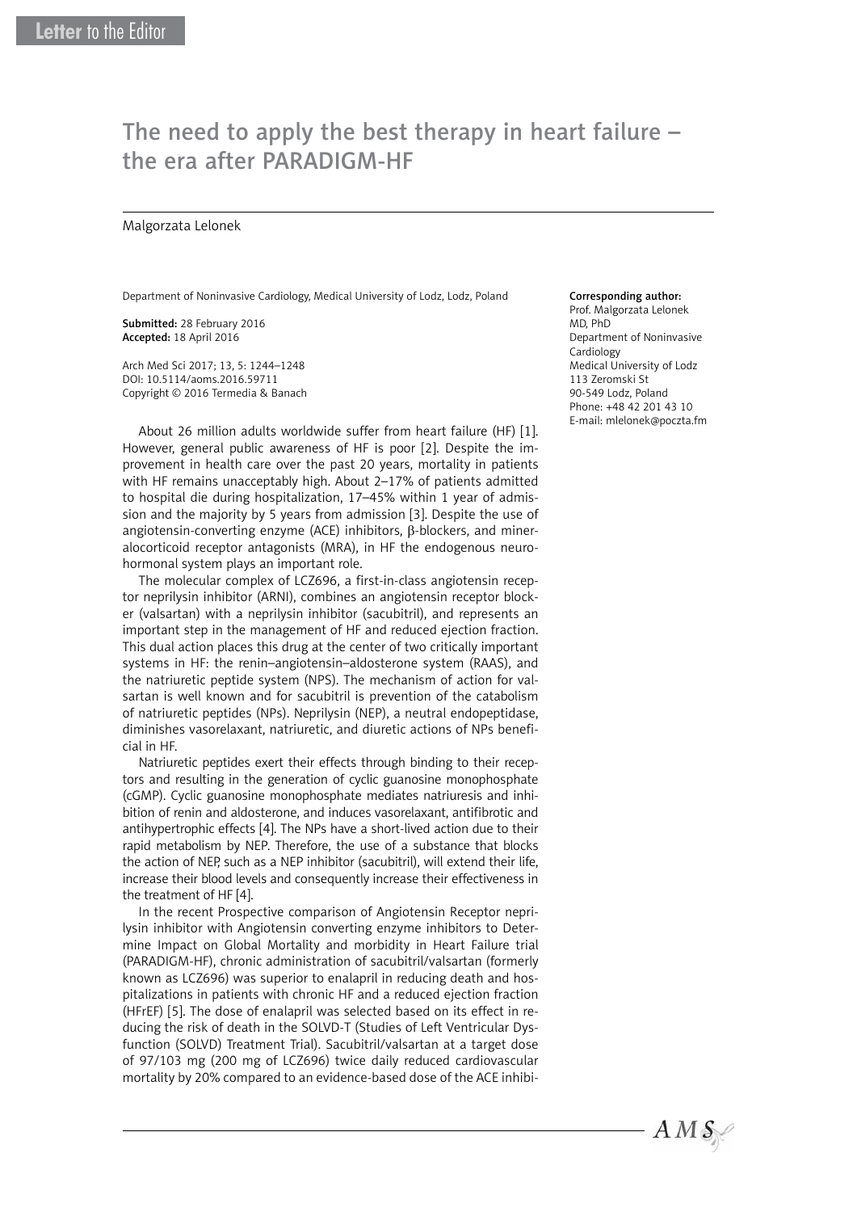Letter to the Editor

# The need to apply the best therapy in heart failure – the era after PARADIGM-HF

Malgorzata Lelonek

Department of Noninvasive Cardiology, Medical University of Lodz, Lodz, Poland

**Submitted:** 28 February 2016
**Accepted:** 18 April 2016

Arch Med Sci 2017; 13, 5: 1244–1248
DOI: 10.5114/aoms.2016.59711
Copyright © 2016 Termedia & Banach

**Corresponding author:**
Prof. Malgorzata Lelonek
MD, PhD
Department of Noninvasive Cardiology
Medical University of Lodz
113 Zeromski St
90-549 Lodz, Poland
Phone: +48 42 201 43 10
E-mail: mlelonek@poczta.fm

About 26 million adults worldwide suffer from heart failure (HF) [1]. However, general public awareness of HF is poor [2]. Despite the improvement in health care over the past 20 years, mortality in patients with HF remains unacceptably high. About 2–17% of patients admitted to hospital die during hospitalization, 17–45% within 1 year of admission and the majority by 5 years from admission [3]. Despite the use of angiotensin-converting enzyme (ACE) inhibitors, β-blockers, and mineralocorticoid receptor antagonists (MRA), in HF the endogenous neurohormonal system plays an important role.

The molecular complex of LCZ696, a first-in-class angiotensin receptor neprilysin inhibitor (ARNI), combines an angiotensin receptor blocker (valsartan) with a neprilysin inhibitor (sacubitril), and represents an important step in the management of HF and reduced ejection fraction. This dual action places this drug at the center of two critically important systems in HF: the renin–angiotensin–aldosterone system (RAAS), and the natriuretic peptide system (NPS). The mechanism of action for valsartan is well known and for sacubitril is prevention of the catabolism of natriuretic peptides (NPs). Neprilysin (NEP), a neutral endopeptidase, diminishes vasorelaxant, natriuretic, and diuretic actions of NPs beneficial in HF.

Natriuretic peptides exert their effects through binding to their receptors and resulting in the generation of cyclic guanosine monophosphate (cGMP). Cyclic guanosine monophosphate mediates natriuresis and inhibition of renin and aldosterone, and induces vasorelaxant, antifibrotic and antihypertrophic effects [4]. The NPs have a short-lived action due to their rapid metabolism by NEP. Therefore, the use of a substance that blocks the action of NEP, such as a NEP inhibitor (sacubitril), will extend their life, increase their blood levels and consequently increase their effectiveness in the treatment of HF [4].

In the recent Prospective comparison of Angiotensin Receptor neprilysin inhibitor with Angiotensin converting enzyme inhibitors to Determine Impact on Global Mortality and morbidity in Heart Failure trial (PARADIGM-HF), chronic administration of sacubitril/valsartan (formerly known as LCZ696) was superior to enalapril in reducing death and hospitalizations in patients with chronic HF and a reduced ejection fraction (HFrEF) [5]. The dose of enalapril was selected based on its effect in reducing the risk of death in the SOLVD-T (Studies of Left Ventricular Dysfunction (SOLVD) Treatment Trial). Sacubitril/valsartan at a target dose of 97/103 mg (200 mg of LCZ696) twice daily reduced cardiovascular mortality by 20% compared to an evidence-based dose of the ACE inhibi-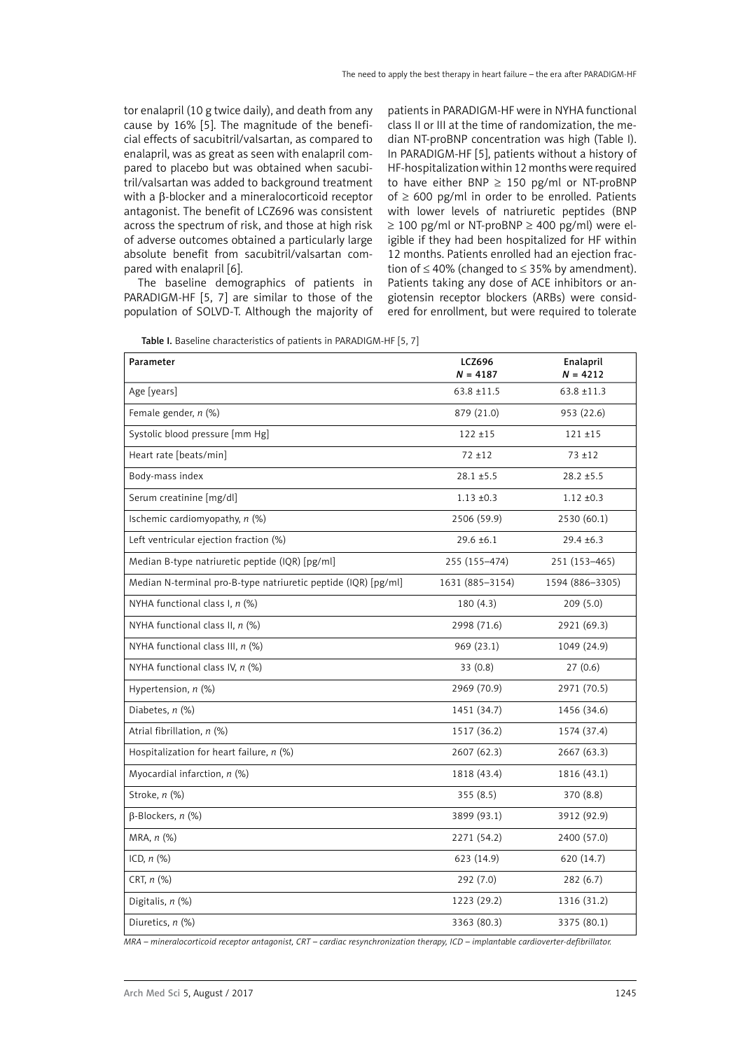tor enalapril (10 g twice daily), and death from any cause by 16% [5]. The magnitude of the beneficial effects of sacubitril/valsartan, as compared to enalapril, was as great as seen with enalapril compared to placebo but was obtained when sacubitril/valsartan was added to background treatment with a β-blocker and a mineralocorticoid receptor antagonist. The benefit of LCZ696 was consistent across the spectrum of risk, and those at high risk of adverse outcomes obtained a particularly large absolute benefit from sacubitril/valsartan compared with enalapril [6].

The baseline demographics of patients in PARADIGM-HF [5, 7] are similar to those of the population of SOLVD-T. Although the majority of patients in PARADIGM-HF were in NYHA functional class II or III at the time of randomization, the median NT-proBNP concentration was high (Table I). In PARADIGM-HF [5], patients without a history of HF-hospitalization within 12 months were required to have either BNP ≥ 150 pg/ml or NT-proBNP of ≥ 600 pg/ml in order to be enrolled. Patients with lower levels of natriuretic peptides (BNP ≥ 100 pg/ml or NT-proBNP ≥ 400 pg/ml) were eligible if they had been hospitalized for HF within 12 months. Patients enrolled had an ejection fraction of ≤ 40% (changed to ≤ 35% by amendment). Patients taking any dose of ACE inhibitors or angiotensin receptor blockers (ARBs) were considered for enrollment, but were required to tolerate

**Table I.** Baseline characteristics of patients in PARADIGM-HF [5, 7]

| Parameter | LCZ696 $N$ = 4187 | Enalapril $N$ = 4212 |
|---|---|---|
| Age [years] | 63.8 ±11.5 | 63.8 ±11.3 |
| Female gender, *n* (%) | 879 (21.0) | 953 (22.6) |
| Systolic blood pressure [mm Hg] | 122 ±15 | 121 ±15 |
| Heart rate [beats/min] | 72 ±12 | 73 ±12 |
| Body-mass index | 28.1 ±5.5 | 28.2 ±5.5 |
| Serum creatinine [mg/dl] | 1.13 ±0.3 | 1.12 ±0.3 |
| Ischemic cardiomyopathy, *n* (%) | 2506 (59.9) | 2530 (60.1) |
| Left ventricular ejection fraction (%) | 29.6 ±6.1 | 29.4 ±6.3 |
| Median B-type natriuretic peptide (IQR) [pg/ml] | 255 (155–474) | 251 (153–465) |
| Median N-terminal pro-B-type natriuretic peptide (IQR) [pg/ml] | 1631 (885–3154) | 1594 (886–3305) |
| NYHA functional class I, *n* (%) | 180 (4.3) | 209 (5.0) |
| NYHA functional class II, *n* (%) | 2998 (71.6) | 2921 (69.3) |
| NYHA functional class III, *n* (%) | 969 (23.1) | 1049 (24.9) |
| NYHA functional class IV, *n* (%) | 33 (0.8) | 27 (0.6) |
| Hypertension, *n* (%) | 2969 (70.9) | 2971 (70.5) |
| Diabetes, *n* (%) | 1451 (34.7) | 1456 (34.6) |
| Atrial fibrillation, *n* (%) | 1517 (36.2) | 1574 (37.4) |
| Hospitalization for heart failure, *n* (%) | 2607 (62.3) | 2667 (63.3) |
| Myocardial infarction, *n* (%) | 1818 (43.4) | 1816 (43.1) |
| Stroke, *n* (%) | 355 (8.5) | 370 (8.8) |
| β-Blockers, *n* (%) | 3899 (93.1) | 3912 (92.9) |
| MRA, *n* (%) | 2271 (54.2) | 2400 (57.0) |
| ICD, *n* (%) | 623 (14.9) | 620 (14.7) |
| CRT, *n* (%) | 292 (7.0) | 282 (6.7) |
| Digitalis, *n* (%) | 1223 (29.2) | 1316 (31.2) |
| Diuretics, *n* (%) | 3363 (80.3) | 3375 (80.1) |

*MRA – mineralocorticoid receptor antagonist, CRT – cardiac resynchronization therapy, ICD – implantable cardioverter-defibrillator.*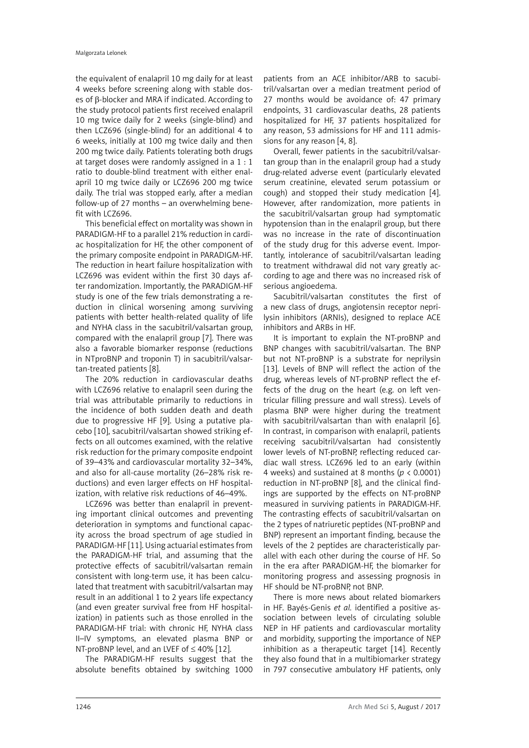the equivalent of enalapril 10 mg daily for at least 4 weeks before screening along with stable doses of β-blocker and MRA if indicated. According to the study protocol patients first received enalapril 10 mg twice daily for 2 weeks (single-blind) and then LCZ696 (single-blind) for an additional 4 to 6 weeks, initially at 100 mg twice daily and then 200 mg twice daily. Patients tolerating both drugs at target doses were randomly assigned in a 1 : 1 ratio to double-blind treatment with either enalapril 10 mg twice daily or LCZ696 200 mg twice daily. The trial was stopped early, after a median follow-up of 27 months – an overwhelming benefit with LCZ696.

This beneficial effect on mortality was shown in PARADIGM-HF to a parallel 21% reduction in cardiac hospitalization for HF, the other component of the primary composite endpoint in PARADIGM-HF. The reduction in heart failure hospitalization with LCZ696 was evident within the first 30 days after randomization. Importantly, the PARADIGM-HF study is one of the few trials demonstrating a reduction in clinical worsening among surviving patients with better health-related quality of life and NYHA class in the sacubitril/valsartan group, compared with the enalapril group [7]. There was also a favorable biomarker response (reductions in NTproBNP and troponin T) in sacubitril/valsartan-treated patients [8].

The 20% reduction in cardiovascular deaths with LCZ696 relative to enalapril seen during the trial was attributable primarily to reductions in the incidence of both sudden death and death due to progressive HF [9]. Using a putative placebo [10], sacubitril/valsartan showed striking effects on all outcomes examined, with the relative risk reduction for the primary composite endpoint of 39–43% and cardiovascular mortality 32–34%, and also for all-cause mortality (26–28% risk reductions) and even larger effects on HF hospitalization, with relative risk reductions of 46–49%.

LCZ696 was better than enalapril in preventing important clinical outcomes and preventing deterioration in symptoms and functional capacity across the broad spectrum of age studied in PARADIGM-HF [11]. Using actuarial estimates from the PARADIGM-HF trial, and assuming that the protective effects of sacubitril/valsartan remain consistent with long-term use, it has been calculated that treatment with sacubitril/valsartan may result in an additional 1 to 2 years life expectancy (and even greater survival free from HF hospitalization) in patients such as those enrolled in the PARADIGM-HF trial: with chronic HF, NYHA class II–IV symptoms, an elevated plasma BNP or NT-proBNP level, and an LVEF of ≤ 40% [12].

The PARADIGM-HF results suggest that the absolute benefits obtained by switching 1000 patients from an ACE inhibitor/ARB to sacubitril/valsartan over a median treatment period of 27 months would be avoidance of: 47 primary endpoints, 31 cardiovascular deaths, 28 patients hospitalized for HF, 37 patients hospitalized for any reason, 53 admissions for HF and 111 admissions for any reason [4, 8].

Overall, fewer patients in the sacubitril/valsartan group than in the enalapril group had a study drug-related adverse event (particularly elevated serum creatinine, elevated serum potassium or cough) and stopped their study medication [4]. However, after randomization, more patients in the sacubitril/valsartan group had symptomatic hypotension than in the enalapril group, but there was no increase in the rate of discontinuation of the study drug for this adverse event. Importantly, intolerance of sacubitril/valsartan leading to treatment withdrawal did not vary greatly according to age and there was no increased risk of serious angioedema.

Sacubitril/valsartan constitutes the first of a new class of drugs, angiotensin receptor neprilysin inhibitors (ARNIs), designed to replace ACE inhibitors and ARBs in HF.

It is important to explain the NT-proBNP and BNP changes with sacubitril/valsartan. The BNP but not NT-proBNP is a substrate for neprilysin [13]. Levels of BNP will reflect the action of the drug, whereas levels of NT-proBNP reflect the effects of the drug on the heart (e.g. on left ventricular filling pressure and wall stress). Levels of plasma BNP were higher during the treatment with sacubitril/valsartan than with enalapril [6]. In contrast, in comparison with enalapril, patients receiving sacubitril/valsartan had consistently lower levels of NT-proBNP, reflecting reduced cardiac wall stress. LCZ696 led to an early (within 4 weeks) and sustained at 8 months ($p < 0.0001$) reduction in NT-proBNP [8], and the clinical findings are supported by the effects on NT-proBNP measured in surviving patients in PARADIGM-HF. The contrasting effects of sacubitril/valsartan on the 2 types of natriuretic peptides (NT-proBNP and BNP) represent an important finding, because the levels of the 2 peptides are characteristically parallel with each other during the course of HF. So in the era after PARADIGM-HF, the biomarker for monitoring progress and assessing prognosis in HF should be NT-proBNP, not BNP.

There is more news about related biomarkers in HF. Bayés-Genis *et al.* identified a positive association between levels of circulating soluble NEP in HF patients and cardiovascular mortality and morbidity, supporting the importance of NEP inhibition as a therapeutic target [14]. Recently they also found that in a multibiomarker strategy in 797 consecutive ambulatory HF patients, only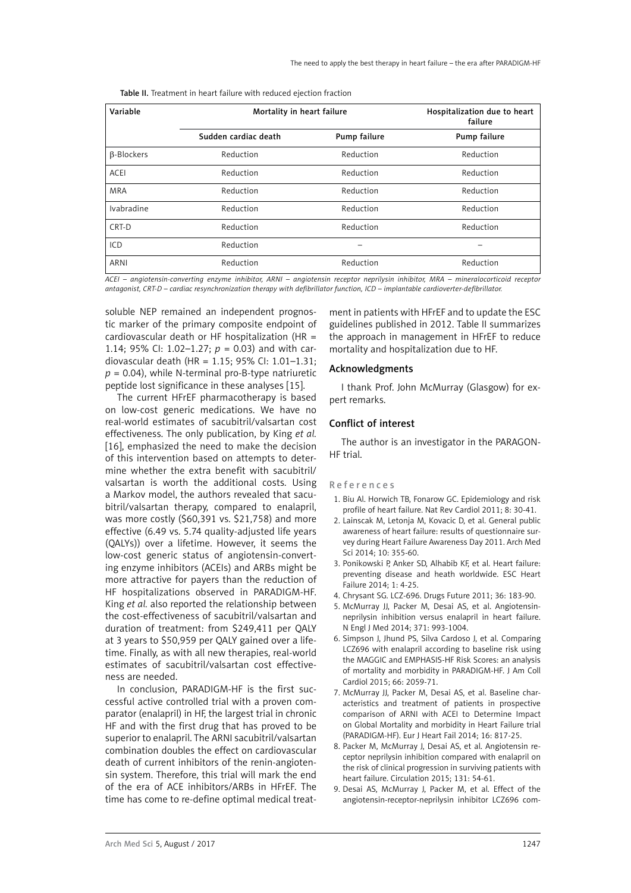Table II. Treatment in heart failure with reduced ejection fraction

| Variable | Mortality in heart failure | | Hospitalization due to heart failure |
|---|---|---|---|
| | Sudden cardiac death | Pump failure | Pump failure |
| β-Blockers | Reduction | Reduction | Reduction |
| ACEI | Reduction | Reduction | Reduction |
| MRA | Reduction | Reduction | Reduction |
| Ivabradine | Reduction | Reduction | Reduction |
| CRT-D | Reduction | Reduction | Reduction |
| ICD | Reduction | – | – |
| ARNI | Reduction | Reduction | Reduction |

*ACEI – angiotensin-converting enzyme inhibitor, ARNI – angiotensin receptor neprilysin inhibitor, MRA – mineralocorticoid receptor antagonist, CRT-D – cardiac resynchronization therapy with defibrillator function, ICD – implantable cardioverter-defibrillator.*

soluble NEP remained an independent prognostic marker of the primary composite endpoint of cardiovascular death or HF hospitalization (HR = 1.14; 95% CI: 1.02–1.27; $p$ = 0.03) and with cardiovascular death (HR = 1.15; 95% CI: 1.01–1.31; $p$ = 0.04), while N-terminal pro-B-type natriuretic peptide lost significance in these analyses [15].

The current HFrEF pharmacotherapy is based on low-cost generic medications. We have no real-world estimates of sacubitril/valsartan cost effectiveness. The only publication, by King *et al.* [16], emphasized the need to make the decision of this intervention based on attempts to determine whether the extra benefit with sacubitril/valsartan is worth the additional costs. Using a Markov model, the authors revealed that sacubitril/valsartan therapy, compared to enalapril, was more costly ($60,391 vs. $21,758) and more effective (6.49 vs. 5.74 quality-adjusted life years (QALYs)) over a lifetime. However, it seems the low-cost generic status of angiotensin-converting enzyme inhibitors (ACEIs) and ARBs might be more attractive for payers than the reduction of HF hospitalizations observed in PARADIGM-HF. King *et al.* also reported the relationship between the cost-effectiveness of sacubitril/valsartan and duration of treatment: from $249,411 per QALY at 3 years to $50,959 per QALY gained over a lifetime. Finally, as with all new therapies, real-world estimates of sacubitril/valsartan cost effectiveness are needed.

In conclusion, PARADIGM-HF is the first successful active controlled trial with a proven comparator (enalapril) in HF, the largest trial in chronic HF and with the first drug that has proved to be superior to enalapril. The ARNI sacubitril/valsartan combination doubles the effect on cardiovascular death of current inhibitors of the renin-angiotensin system. Therefore, this trial will mark the end of the era of ACE inhibitors/ARBs in HFrEF. The time has come to re-define optimal medical treatment in patients with HFrEF and to update the ESC guidelines published in 2012. Table II summarizes the approach in management in HFrEF to reduce mortality and hospitalization due to HF.

## Acknowledgments

I thank Prof. John McMurray (Glasgow) for expert remarks.

## Conflict of interest

The author is an investigator in the PARAGON-HF trial.

## References

1. Biu Al. Horwich TB, Fonarow GC. Epidemiology and risk profile of heart failure. Nat Rev Cardiol 2011; 8: 30-41.
2. Lainscak M, Letonja M, Kovacic D, et al. General public awareness of heart failure: results of questionnaire survey during Heart Failure Awareness Day 2011. Arch Med Sci 2014; 10: 355-60.
3. Ponikowski P, Anker SD, Alhabib KF, et al. Heart failure: preventing disease and heath worldwide. ESC Heart Failure 2014; 1: 4-25.
4. Chrysant SG. LCZ-696. Drugs Future 2011; 36: 183-90.
5. McMurray JJ, Packer M, Desai AS, et al. Angiotensin-neprilysin inhibition versus enalapril in heart failure. N Engl J Med 2014; 371: 993-1004.
6. Simpson J, Jhund PS, Silva Cardoso J, et al. Comparing LCZ696 with enalapril according to baseline risk using the MAGGIC and EMPHASIS-HF Risk Scores: an analysis of mortality and morbidity in PARADIGM-HF. J Am Coll Cardiol 2015; 66: 2059-71.
7. McMurray JJ, Packer M, Desai AS, et al. Baseline characteristics and treatment of patients in prospective comparison of ARNI with ACEI to Determine Impact on Global Mortality and morbidity in Heart Failure trial (PARADIGM-HF). Eur J Heart Fail 2014; 16: 817-25.
8. Packer M, McMurray J, Desai AS, et al. Angiotensin receptor neprilysin inhibition compared with enalapril on the risk of clinical progression in surviving patients with heart failure. Circulation 2015; 131: 54-61.
9. Desai AS, McMurray J, Packer M, et al. Effect of the angiotensin-receptor-neprilysin inhibitor LCZ696 com-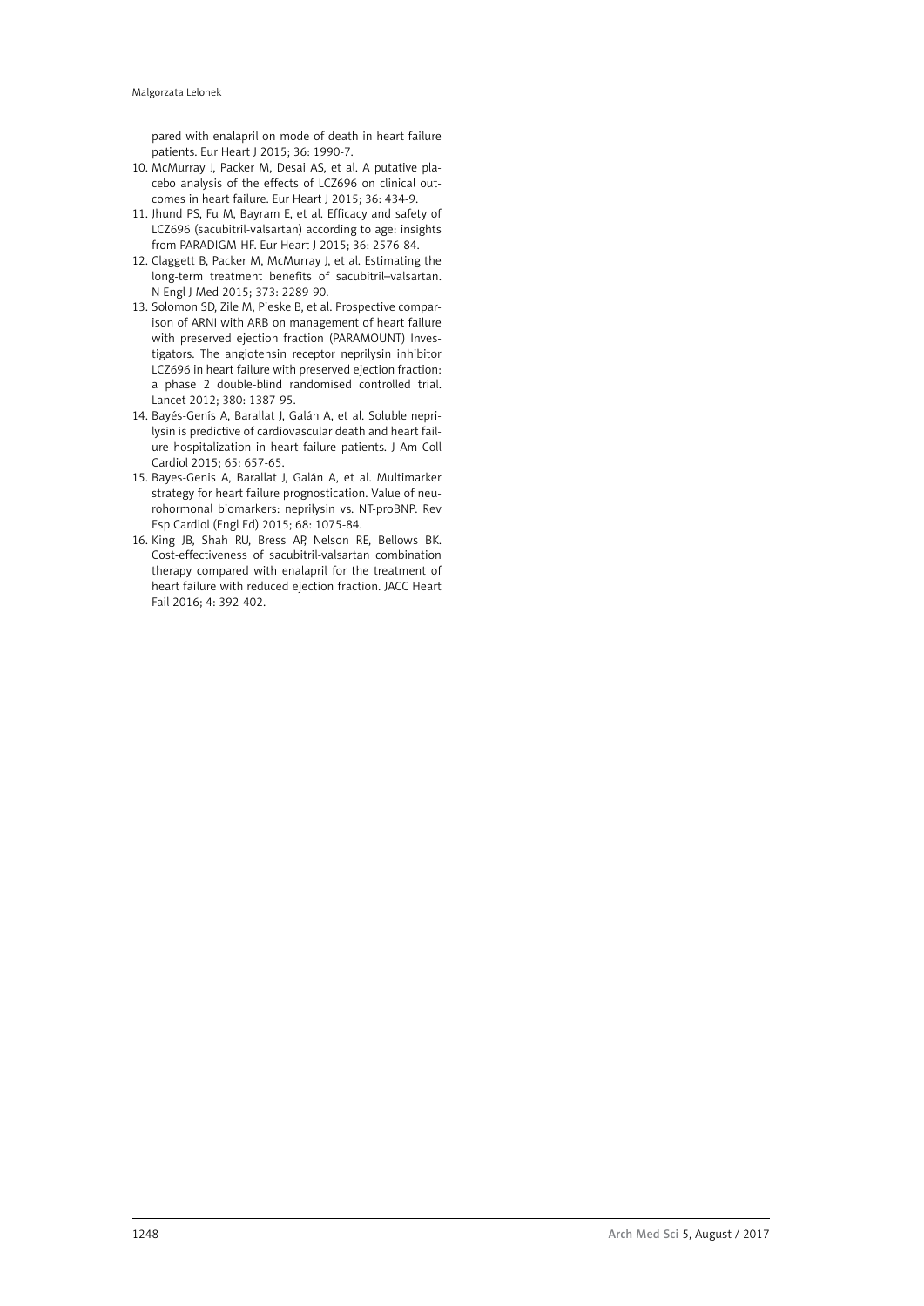pared with enalapril on mode of death in heart failure patients. Eur Heart J 2015; 36: 1990-7.

10. McMurray J, Packer M, Desai AS, et al. A putative placebo analysis of the effects of LCZ696 on clinical outcomes in heart failure. Eur Heart J 2015; 36: 434-9.
11. Jhund PS, Fu M, Bayram E, et al. Efficacy and safety of LCZ696 (sacubitril-valsartan) according to age: insights from PARADIGM-HF. Eur Heart J 2015; 36: 2576-84.
12. Claggett B, Packer M, McMurray J, et al. Estimating the long-term treatment benefits of sacubitril–valsartan. N Engl J Med 2015; 373: 2289-90.
13. Solomon SD, Zile M, Pieske B, et al. Prospective comparison of ARNI with ARB on management of heart failure with preserved ejection fraction (PARAMOUNT) Investigators. The angiotensin receptor neprilysin inhibitor LCZ696 in heart failure with preserved ejection fraction: a phase 2 double-blind randomised controlled trial. Lancet 2012; 380: 1387-95.
14. Bayés-Genís A, Barallat J, Galán A, et al. Soluble neprilysin is predictive of cardiovascular death and heart failure hospitalization in heart failure patients. J Am Coll Cardiol 2015; 65: 657-65.
15. Bayes-Genis A, Barallat J, Galán A, et al. Multimarker strategy for heart failure prognostication. Value of neurohormonal biomarkers: neprilysin vs. NT-proBNP. Rev Esp Cardiol (Engl Ed) 2015; 68: 1075-84.
16. King JB, Shah RU, Bress AP, Nelson RE, Bellows BK. Cost-effectiveness of sacubitril-valsartan combination therapy compared with enalapril for the treatment of heart failure with reduced ejection fraction. JACC Heart Fail 2016; 4: 392-402.